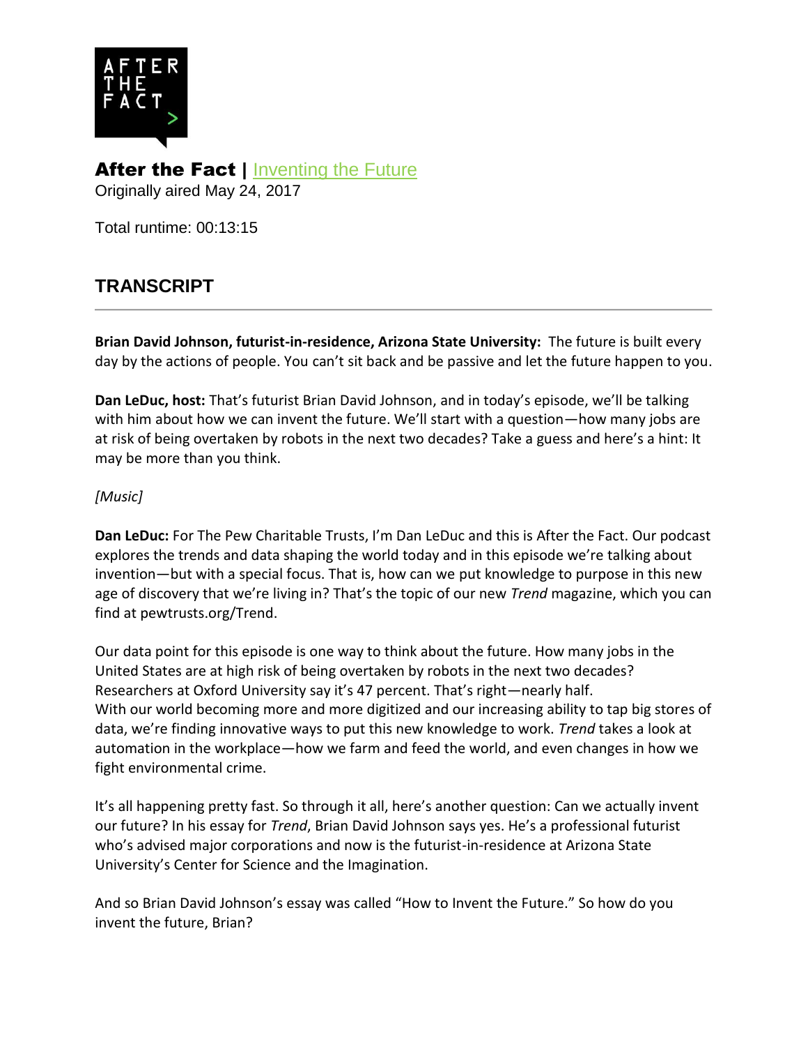AFTER THE FACT >

**After the Fact |** Inventing the Future

Originally aired May 24, 2017

Total runtime: 00:13:15

## TRANSCRIPT

---

**Brian David Johnson, futurist-in-residence, Arizona State University:** The future is built every day by the actions of people. You can't sit back and be passive and let the future happen to you.

**Dan LeDuc, host:** That's futurist Brian David Johnson, and in today's episode, we'll be talking with him about how we can invent the future. We'll start with a question—how many jobs are at risk of being overtaken by robots in the next two decades? Take a guess and here's a hint: It may be more than you think.

*[Music]*

**Dan LeDuc:** For The Pew Charitable Trusts, I'm Dan LeDuc and this is After the Fact. Our podcast explores the trends and data shaping the world today and in this episode we're talking about invention—but with a special focus. That is, how can we put knowledge to purpose in this new age of discovery that we're living in? That's the topic of our new *Trend* magazine, which you can find at pewtrusts.org/Trend.

Our data point for this episode is one way to think about the future. How many jobs in the United States are at high risk of being overtaken by robots in the next two decades? Researchers at Oxford University say it's 47 percent. That's right—nearly half. With our world becoming more and more digitized and our increasing ability to tap big stores of data, we're finding innovative ways to put this new knowledge to work. *Trend* takes a look at automation in the workplace—how we farm and feed the world, and even changes in how we fight environmental crime.

It's all happening pretty fast. So through it all, here's another question: Can we actually invent our future? In his essay for *Trend*, Brian David Johnson says yes. He's a professional futurist who's advised major corporations and now is the futurist-in-residence at Arizona State University's Center for Science and the Imagination.

And so Brian David Johnson's essay was called "How to Invent the Future." So how do you invent the future, Brian?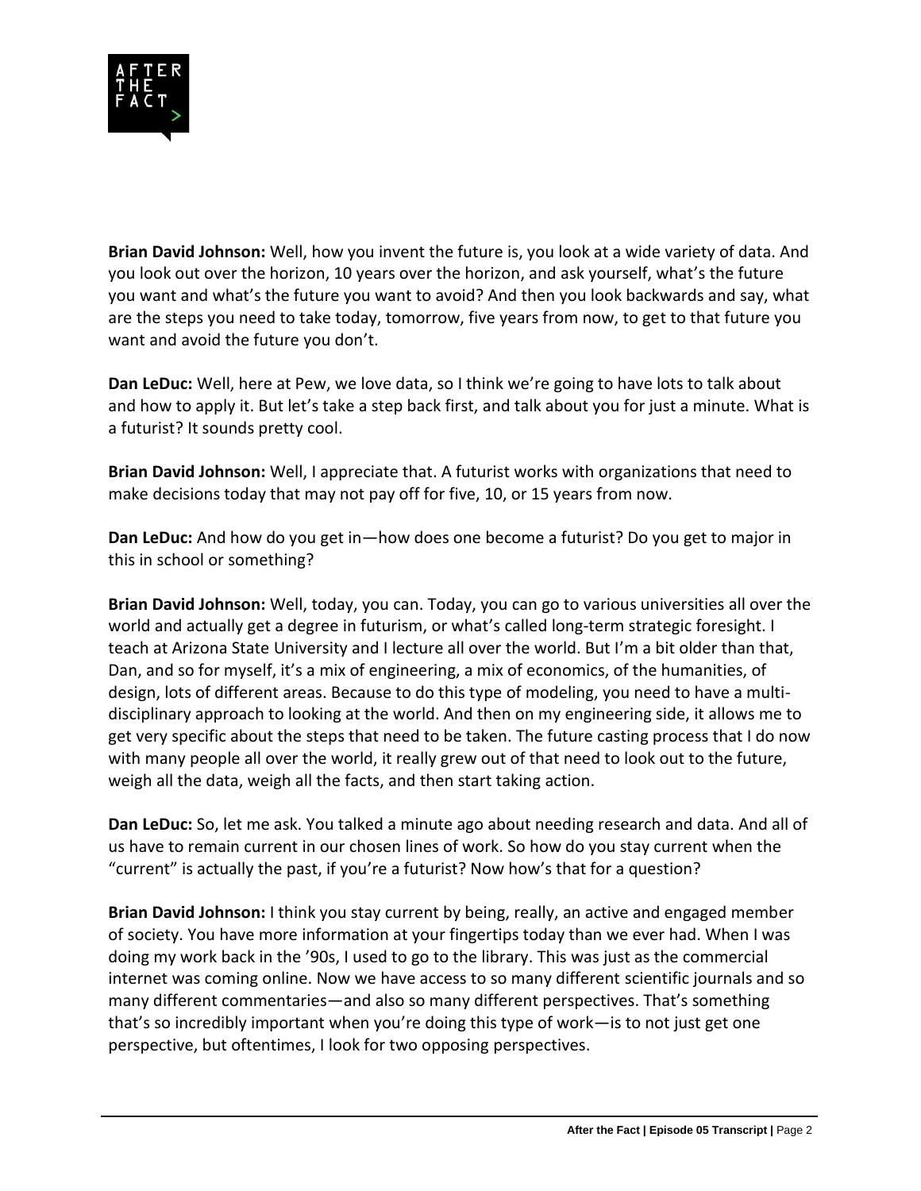**Brian David Johnson:** Well, how you invent the future is, you look at a wide variety of data. And you look out over the horizon, 10 years over the horizon, and ask yourself, what's the future you want and what's the future you want to avoid? And then you look backwards and say, what are the steps you need to take today, tomorrow, five years from now, to get to that future you want and avoid the future you don't.

**Dan LeDuc:** Well, here at Pew, we love data, so I think we're going to have lots to talk about and how to apply it. But let's take a step back first, and talk about you for just a minute. What is a futurist? It sounds pretty cool.

**Brian David Johnson:** Well, I appreciate that. A futurist works with organizations that need to make decisions today that may not pay off for five, 10, or 15 years from now.

**Dan LeDuc:** And how do you get in—how does one become a futurist? Do you get to major in this in school or something?

**Brian David Johnson:** Well, today, you can. Today, you can go to various universities all over the world and actually get a degree in futurism, or what's called long-term strategic foresight. I teach at Arizona State University and I lecture all over the world. But I'm a bit older than that, Dan, and so for myself, it's a mix of engineering, a mix of economics, of the humanities, of design, lots of different areas. Because to do this type of modeling, you need to have a multi-disciplinary approach to looking at the world. And then on my engineering side, it allows me to get very specific about the steps that need to be taken. The future casting process that I do now with many people all over the world, it really grew out of that need to look out to the future, weigh all the data, weigh all the facts, and then start taking action.

**Dan LeDuc:** So, let me ask. You talked a minute ago about needing research and data. And all of us have to remain current in our chosen lines of work. So how do you stay current when the "current" is actually the past, if you're a futurist? Now how's that for a question?

**Brian David Johnson:** I think you stay current by being, really, an active and engaged member of society. You have more information at your fingertips today than we ever had. When I was doing my work back in the '90s, I used to go to the library. This was just as the commercial internet was coming online. Now we have access to so many different scientific journals and so many different commentaries—and also so many different perspectives. That's something that's so incredibly important when you're doing this type of work—is to not just get one perspective, but oftentimes, I look for two opposing perspectives.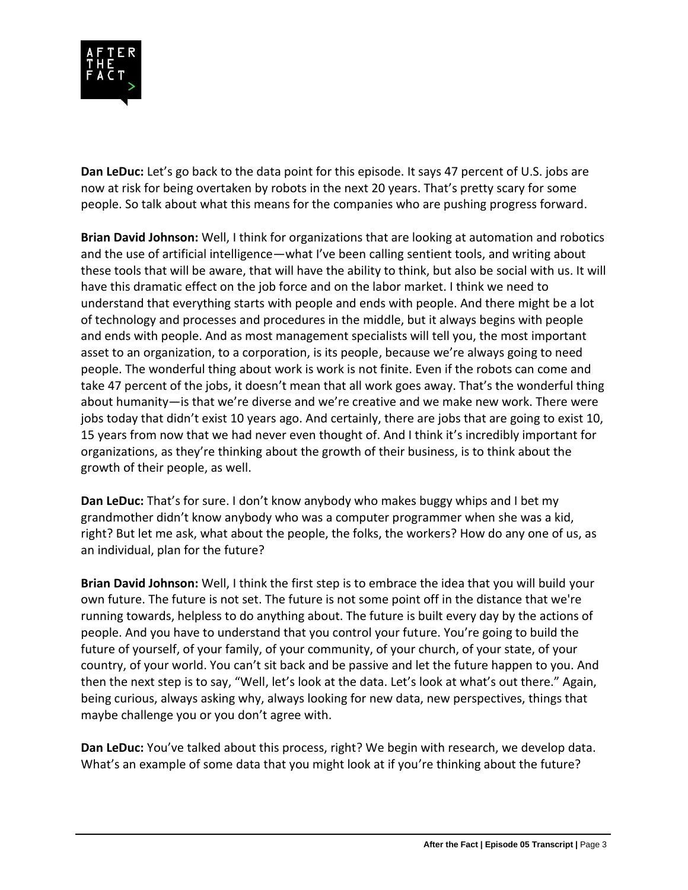**Dan LeDuc:** Let's go back to the data point for this episode. It says 47 percent of U.S. jobs are now at risk for being overtaken by robots in the next 20 years. That's pretty scary for some people. So talk about what this means for the companies who are pushing progress forward.

**Brian David Johnson:** Well, I think for organizations that are looking at automation and robotics and the use of artificial intelligence—what I've been calling sentient tools, and writing about these tools that will be aware, that will have the ability to think, but also be social with us. It will have this dramatic effect on the job force and on the labor market. I think we need to understand that everything starts with people and ends with people. And there might be a lot of technology and processes and procedures in the middle, but it always begins with people and ends with people. And as most management specialists will tell you, the most important asset to an organization, to a corporation, is its people, because we're always going to need people. The wonderful thing about work is work is not finite. Even if the robots can come and take 47 percent of the jobs, it doesn't mean that all work goes away. That's the wonderful thing about humanity—is that we're diverse and we're creative and we make new work. There were jobs today that didn't exist 10 years ago. And certainly, there are jobs that are going to exist 10, 15 years from now that we had never even thought of. And I think it's incredibly important for organizations, as they're thinking about the growth of their business, is to think about the growth of their people, as well.

**Dan LeDuc:** That's for sure. I don't know anybody who makes buggy whips and I bet my grandmother didn't know anybody who was a computer programmer when she was a kid, right? But let me ask, what about the people, the folks, the workers? How do any one of us, as an individual, plan for the future?

**Brian David Johnson:** Well, I think the first step is to embrace the idea that you will build your own future. The future is not set. The future is not some point off in the distance that we're running towards, helpless to do anything about. The future is built every day by the actions of people. And you have to understand that you control your future. You're going to build the future of yourself, of your family, of your community, of your church, of your state, of your country, of your world. You can't sit back and be passive and let the future happen to you. And then the next step is to say, "Well, let's look at the data. Let's look at what's out there." Again, being curious, always asking why, always looking for new data, new perspectives, things that maybe challenge you or you don't agree with.

**Dan LeDuc:** You've talked about this process, right? We begin with research, we develop data. What's an example of some data that you might look at if you're thinking about the future?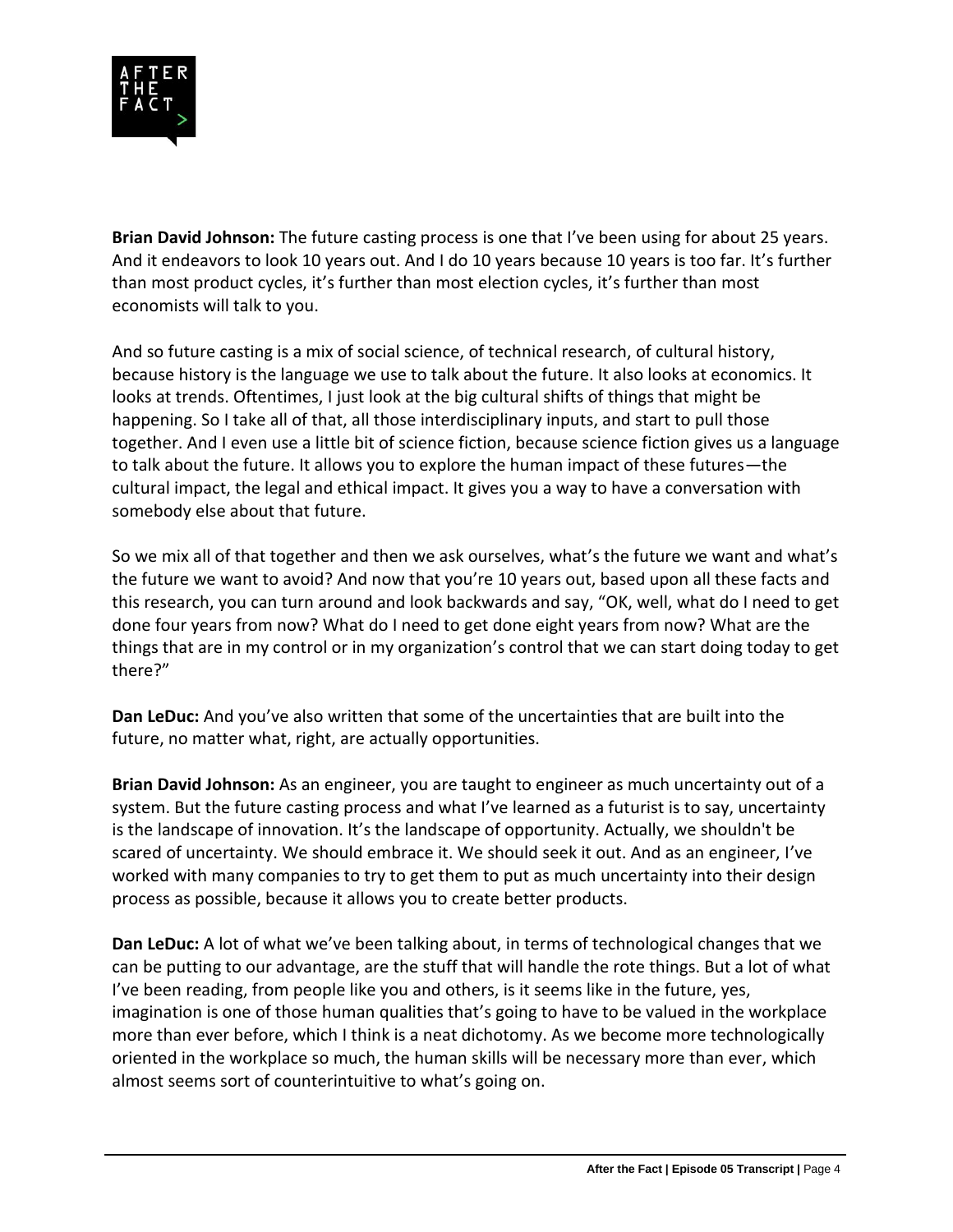**Brian David Johnson:** The future casting process is one that I've been using for about 25 years. And it endeavors to look 10 years out. And I do 10 years because 10 years is too far. It's further than most product cycles, it's further than most election cycles, it's further than most economists will talk to you.

And so future casting is a mix of social science, of technical research, of cultural history, because history is the language we use to talk about the future. It also looks at economics. It looks at trends. Oftentimes, I just look at the big cultural shifts of things that might be happening. So I take all of that, all those interdisciplinary inputs, and start to pull those together. And I even use a little bit of science fiction, because science fiction gives us a language to talk about the future. It allows you to explore the human impact of these futures—the cultural impact, the legal and ethical impact. It gives you a way to have a conversation with somebody else about that future.

So we mix all of that together and then we ask ourselves, what's the future we want and what's the future we want to avoid? And now that you're 10 years out, based upon all these facts and this research, you can turn around and look backwards and say, "OK, well, what do I need to get done four years from now? What do I need to get done eight years from now? What are the things that are in my control or in my organization's control that we can start doing today to get there?"

**Dan LeDuc:** And you've also written that some of the uncertainties that are built into the future, no matter what, right, are actually opportunities.

**Brian David Johnson:** As an engineer, you are taught to engineer as much uncertainty out of a system. But the future casting process and what I've learned as a futurist is to say, uncertainty is the landscape of innovation. It's the landscape of opportunity. Actually, we shouldn't be scared of uncertainty. We should embrace it. We should seek it out. And as an engineer, I've worked with many companies to try to get them to put as much uncertainty into their design process as possible, because it allows you to create better products.

**Dan LeDuc:** A lot of what we've been talking about, in terms of technological changes that we can be putting to our advantage, are the stuff that will handle the rote things. But a lot of what I've been reading, from people like you and others, is it seems like in the future, yes, imagination is one of those human qualities that's going to have to be valued in the workplace more than ever before, which I think is a neat dichotomy. As we become more technologically oriented in the workplace so much, the human skills will be necessary more than ever, which almost seems sort of counterintuitive to what's going on.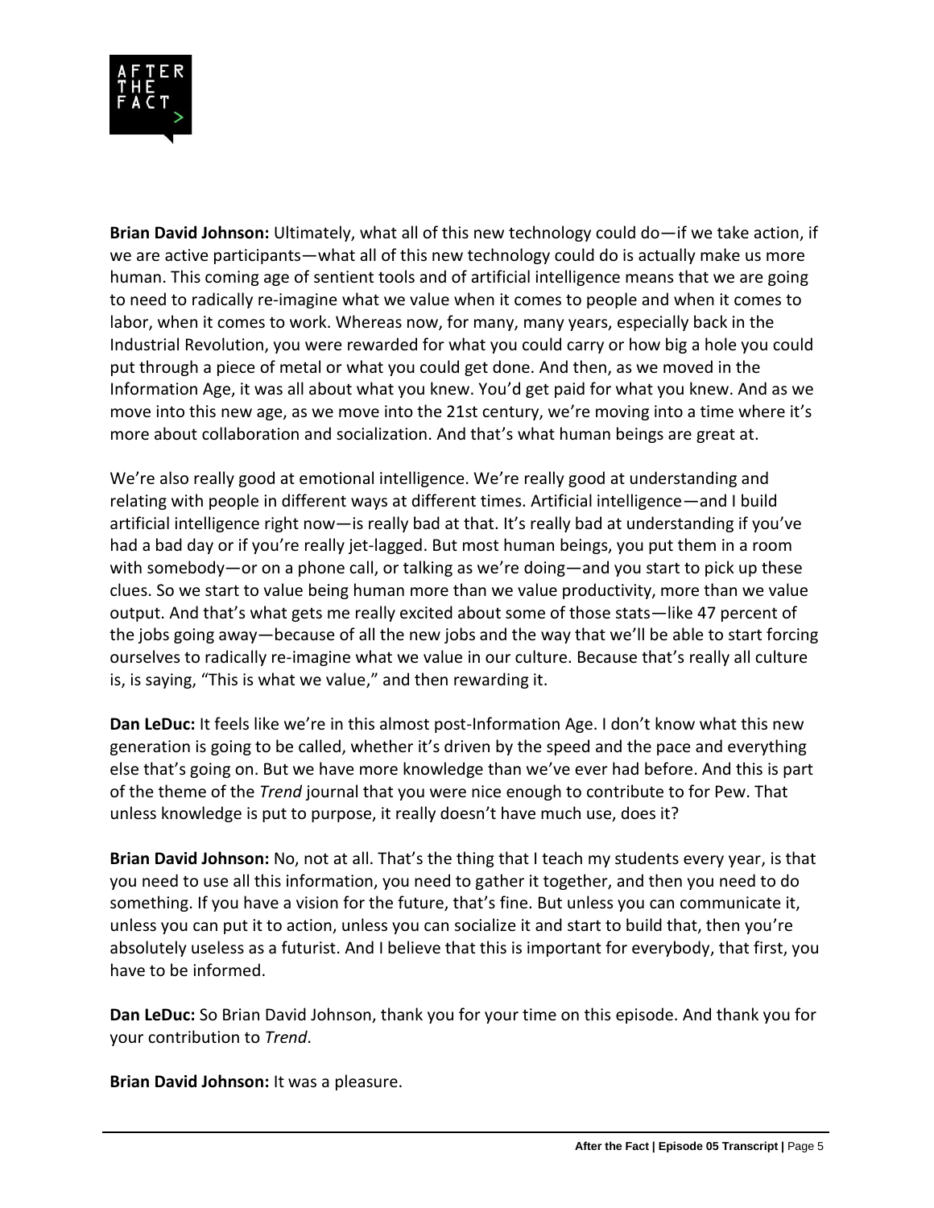**Brian David Johnson:** Ultimately, what all of this new technology could do—if we take action, if we are active participants—what all of this new technology could do is actually make us more human. This coming age of sentient tools and of artificial intelligence means that we are going to need to radically re-imagine what we value when it comes to people and when it comes to labor, when it comes to work. Whereas now, for many, many years, especially back in the Industrial Revolution, you were rewarded for what you could carry or how big a hole you could put through a piece of metal or what you could get done. And then, as we moved in the Information Age, it was all about what you knew. You'd get paid for what you knew. And as we move into this new age, as we move into the 21st century, we're moving into a time where it's more about collaboration and socialization. And that's what human beings are great at.

We're also really good at emotional intelligence. We're really good at understanding and relating with people in different ways at different times. Artificial intelligence—and I build artificial intelligence right now—is really bad at that. It's really bad at understanding if you've had a bad day or if you're really jet-lagged. But most human beings, you put them in a room with somebody—or on a phone call, or talking as we're doing—and you start to pick up these clues. So we start to value being human more than we value productivity, more than we value output. And that's what gets me really excited about some of those stats—like 47 percent of the jobs going away—because of all the new jobs and the way that we'll be able to start forcing ourselves to radically re-imagine what we value in our culture. Because that's really all culture is, is saying, "This is what we value," and then rewarding it.

**Dan LeDuc:** It feels like we're in this almost post-Information Age. I don't know what this new generation is going to be called, whether it's driven by the speed and the pace and everything else that's going on. But we have more knowledge than we've ever had before. And this is part of the theme of the *Trend* journal that you were nice enough to contribute to for Pew. That unless knowledge is put to purpose, it really doesn't have much use, does it?

**Brian David Johnson:** No, not at all. That's the thing that I teach my students every year, is that you need to use all this information, you need to gather it together, and then you need to do something. If you have a vision for the future, that's fine. But unless you can communicate it, unless you can put it to action, unless you can socialize it and start to build that, then you're absolutely useless as a futurist. And I believe that this is important for everybody, that first, you have to be informed.

**Dan LeDuc:** So Brian David Johnson, thank you for your time on this episode. And thank you for your contribution to *Trend*.

**Brian David Johnson:** It was a pleasure.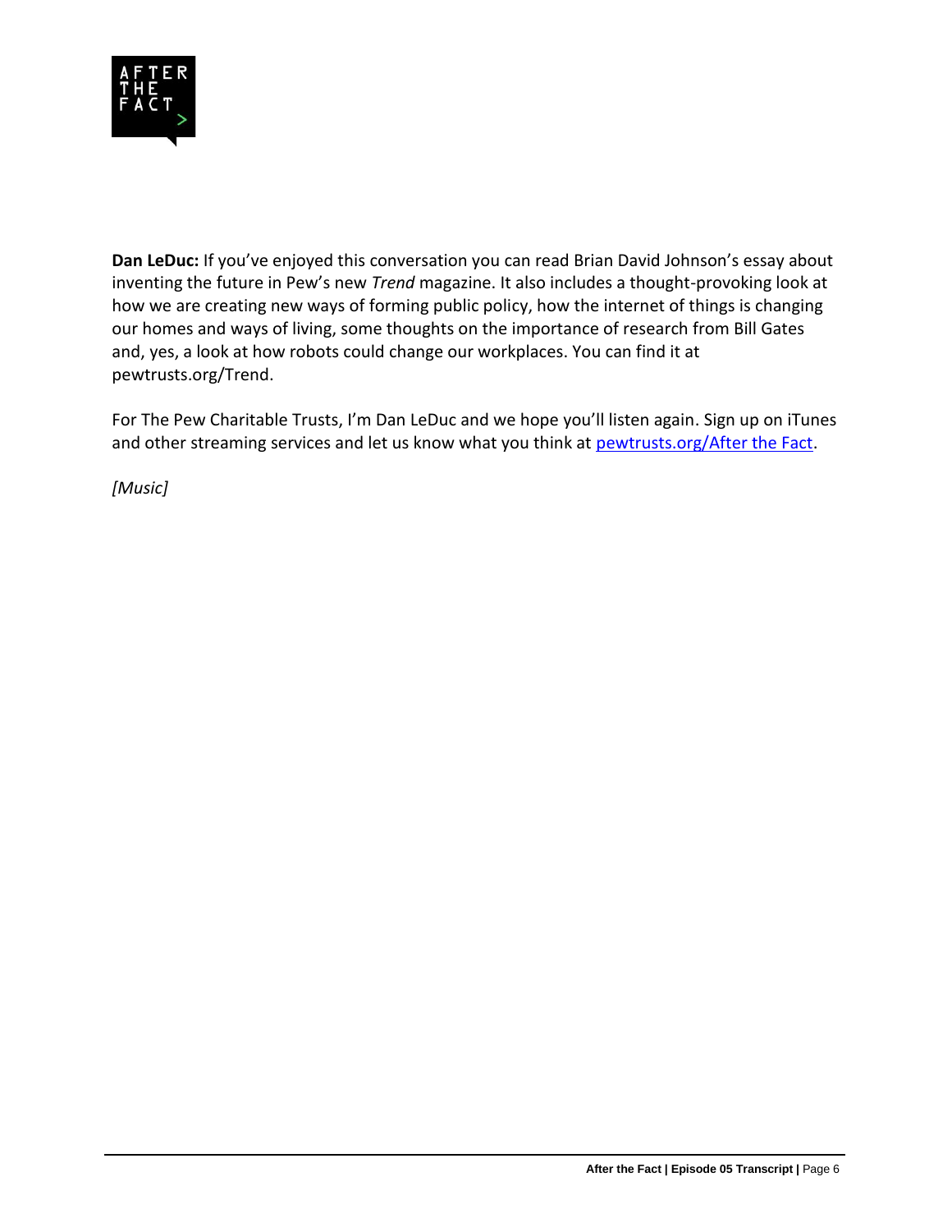**Dan LeDuc:** If you've enjoyed this conversation you can read Brian David Johnson's essay about inventing the future in Pew's new *Trend* magazine. It also includes a thought-provoking look at how we are creating new ways of forming public policy, how the internet of things is changing our homes and ways of living, some thoughts on the importance of research from Bill Gates and, yes, a look at how robots could change our workplaces. You can find it at pewtrusts.org/Trend.

For The Pew Charitable Trusts, I'm Dan LeDuc and we hope you'll listen again. Sign up on iTunes and other streaming services and let us know what you think at pewtrusts.org/After the Fact.

*[Music]*